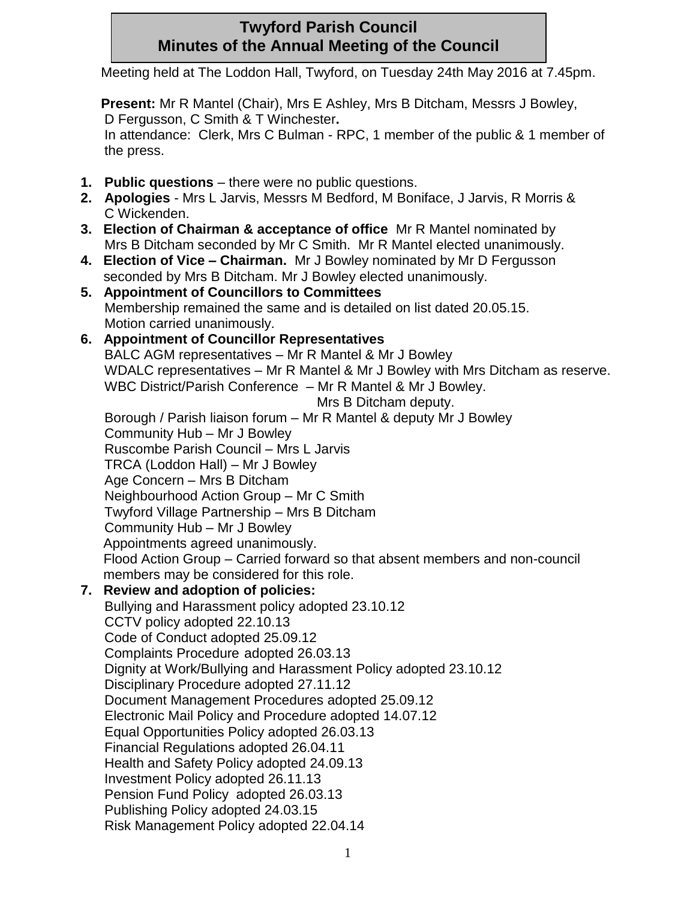# Twyford Parish Council
## Minutes of the Annual Meeting of the Council

Meeting held at The Loddon Hall, Twyford, on Tuesday 24th May 2016 at 7.45pm.

**Present:** Mr R Mantel (Chair), Mrs E Ashley, Mrs B Ditcham, Messrs J Bowley, D Fergusson, C Smith & T Winchester**.**
In attendance: Clerk, Mrs C Bulman - RPC, 1 member of the public & 1 member of the press.

1. **Public questions** – there were no public questions.
2. **Apologies** - Mrs L Jarvis, Messrs M Bedford, M Boniface, J Jarvis, R Morris & C Wickenden.
3. **Election of Chairman & acceptance of office** Mr R Mantel nominated by Mrs B Ditcham seconded by Mr C Smith. Mr R Mantel elected unanimously.
4. **Election of Vice – Chairman.** Mr J Bowley nominated by Mr D Fergusson seconded by Mrs B Ditcham. Mr J Bowley elected unanimously.
5. **Appointment of Councillors to Committees**
   Membership remained the same and is detailed on list dated 20.05.15.
   Motion carried unanimously.
6. **Appointment of Councillor Representatives**
   BALC AGM representatives – Mr R Mantel & Mr J Bowley
   WDALC representatives – Mr R Mantel & Mr J Bowley with Mrs Ditcham as reserve.
   WBC District/Parish Conference – Mr R Mantel & Mr J Bowley.
   Mrs B Ditcham deputy.
   Borough / Parish liaison forum – Mr R Mantel & deputy Mr J Bowley
   Community Hub – Mr J Bowley
   Ruscombe Parish Council – Mrs L Jarvis
   TRCA (Loddon Hall) – Mr J Bowley
   Age Concern – Mrs B Ditcham
   Neighbourhood Action Group – Mr C Smith
   Twyford Village Partnership – Mrs B Ditcham
   Community Hub – Mr J Bowley
   Appointments agreed unanimously.
   Flood Action Group – Carried forward so that absent members and non-council members may be considered for this role.
7. **Review and adoption of policies:**
   Bullying and Harassment policy adopted 23.10.12
   CCTV policy adopted 22.10.13
   Code of Conduct adopted 25.09.12
   Complaints Procedure adopted 26.03.13
   Dignity at Work/Bullying and Harassment Policy adopted 23.10.12
   Disciplinary Procedure adopted 27.11.12
   Document Management Procedures adopted 25.09.12
   Electronic Mail Policy and Procedure adopted 14.07.12
   Equal Opportunities Policy adopted 26.03.13
   Financial Regulations adopted 26.04.11
   Health and Safety Policy adopted 24.09.13
   Investment Policy adopted 26.11.13
   Pension Fund Policy adopted 26.03.13
   Publishing Policy adopted 24.03.15
   Risk Management Policy adopted 22.04.14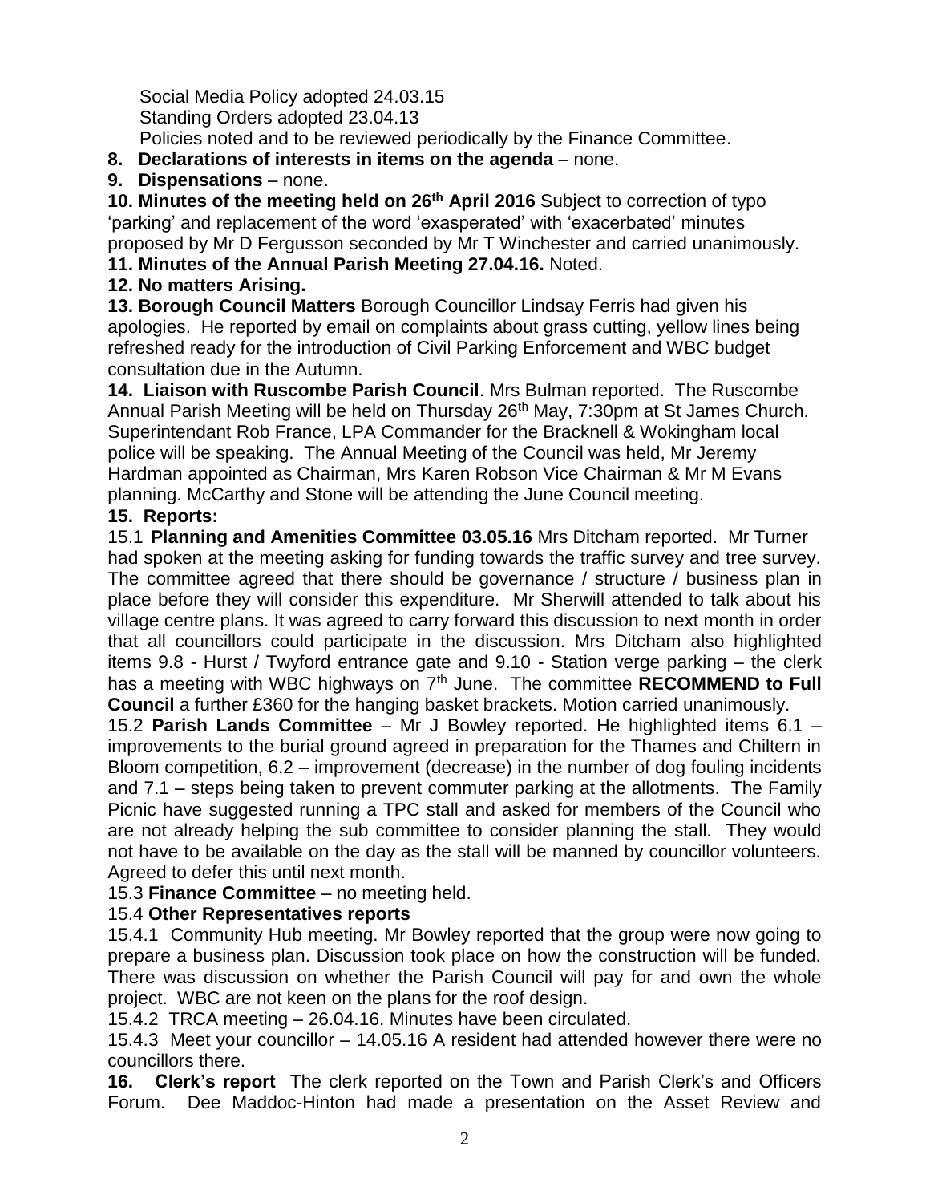Social Media Policy adopted 24.03.15
Standing Orders adopted 23.04.13
Policies noted and to be reviewed periodically by the Finance Committee.

**8. Declarations of interests in items on the agenda** – none.

**9. Dispensations** – none.

**10. Minutes of the meeting held on 26th April 2016** Subject to correction of typo 'parking' and replacement of the word 'exasperated' with 'exacerbated' minutes proposed by Mr D Fergusson seconded by Mr T Winchester and carried unanimously.

**11. Minutes of the Annual Parish Meeting 27.04.16.** Noted.

**12. No matters Arising.**

**13. Borough Council Matters** Borough Councillor Lindsay Ferris had given his apologies. He reported by email on complaints about grass cutting, yellow lines being refreshed ready for the introduction of Civil Parking Enforcement and WBC budget consultation due in the Autumn.

**14. Liaison with Ruscombe Parish Council**. Mrs Bulman reported. The Ruscombe Annual Parish Meeting will be held on Thursday 26th May, 7:30pm at St James Church. Superintendant Rob France, LPA Commander for the Bracknell & Wokingham local police will be speaking. The Annual Meeting of the Council was held, Mr Jeremy Hardman appointed as Chairman, Mrs Karen Robson Vice Chairman & Mr M Evans planning. McCarthy and Stone will be attending the June Council meeting.

**15. Reports:**

15.1 **Planning and Amenities Committee 03.05.16** Mrs Ditcham reported. Mr Turner had spoken at the meeting asking for funding towards the traffic survey and tree survey. The committee agreed that there should be governance / structure / business plan in place before they will consider this expenditure. Mr Sherwill attended to talk about his village centre plans. It was agreed to carry forward this discussion to next month in order that all councillors could participate in the discussion. Mrs Ditcham also highlighted items 9.8 - Hurst / Twyford entrance gate and 9.10 - Station verge parking – the clerk has a meeting with WBC highways on 7th June. The committee **RECOMMEND to Full Council** a further £360 for the hanging basket brackets. Motion carried unanimously.

15.2 **Parish Lands Committee** – Mr J Bowley reported. He highlighted items 6.1 – improvements to the burial ground agreed in preparation for the Thames and Chiltern in Bloom competition, 6.2 – improvement (decrease) in the number of dog fouling incidents and 7.1 – steps being taken to prevent commuter parking at the allotments. The Family Picnic have suggested running a TPC stall and asked for members of the Council who are not already helping the sub committee to consider planning the stall. They would not have to be available on the day as the stall will be manned by councillor volunteers. Agreed to defer this until next month.

15.3 **Finance Committee** – no meeting held.

15.4 **Other Representatives reports**

15.4.1 Community Hub meeting. Mr Bowley reported that the group were now going to prepare a business plan. Discussion took place on how the construction will be funded. There was discussion on whether the Parish Council will pay for and own the whole project. WBC are not keen on the plans for the roof design.

15.4.2 TRCA meeting – 26.04.16. Minutes have been circulated.

15.4.3 Meet your councillor – 14.05.16 A resident had attended however there were no councillors there.

**16. Clerk's report** The clerk reported on the Town and Parish Clerk's and Officers Forum. Dee Maddoc-Hinton had made a presentation on the Asset Review and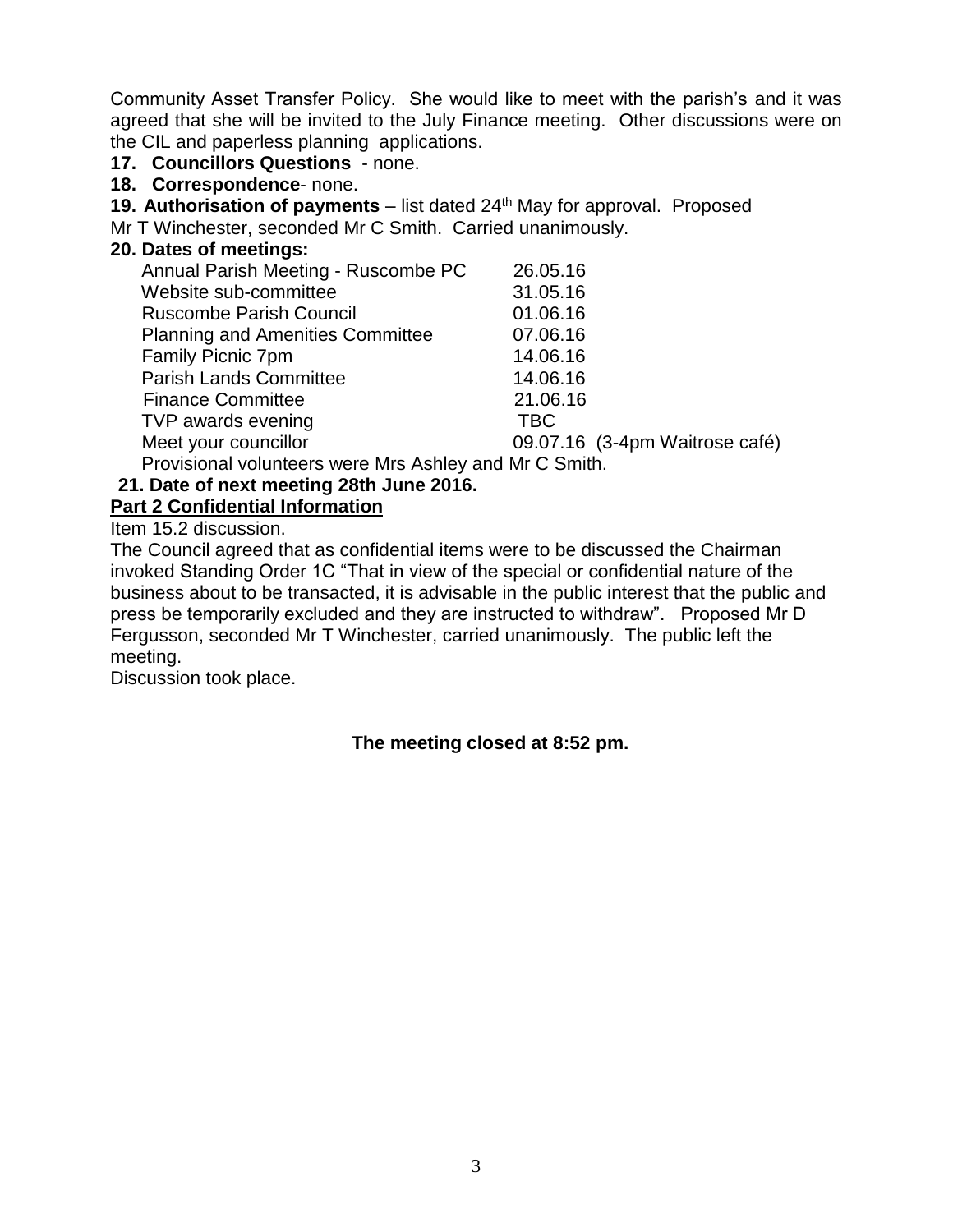Community Asset Transfer Policy. She would like to meet with the parish's and it was agreed that she will be invited to the July Finance meeting. Other discussions were on the CIL and paperless planning applications.

**17. Councillors Questions** - none.

**18. Correspondence**- none.

**19. Authorisation of payments** – list dated 24th May for approval. Proposed Mr T Winchester, seconded Mr C Smith. Carried unanimously.

**20. Dates of meetings:**

| | |
|---|---|
| Annual Parish Meeting - Ruscombe PC | 26.05.16 |
| Website sub-committee | 31.05.16 |
| Ruscombe Parish Council | 01.06.16 |
| Planning and Amenities Committee | 07.06.16 |
| Family Picnic 7pm | 14.06.16 |
| Parish Lands Committee | 14.06.16 |
| Finance Committee | 21.06.16 |
| TVP awards evening | TBC |
| Meet your councillor | 09.07.16 (3-4pm Waitrose café) |

Provisional volunteers were Mrs Ashley and Mr C Smith.

**21. Date of next meeting 28th June 2016.**

**Part 2 Confidential Information**

Item 15.2 discussion.

The Council agreed that as confidential items were to be discussed the Chairman invoked Standing Order 1C "That in view of the special or confidential nature of the business about to be transacted, it is advisable in the public interest that the public and press be temporarily excluded and they are instructed to withdraw". Proposed Mr D Fergusson, seconded Mr T Winchester, carried unanimously. The public left the meeting.

Discussion took place.

**The meeting closed at 8:52 pm.**